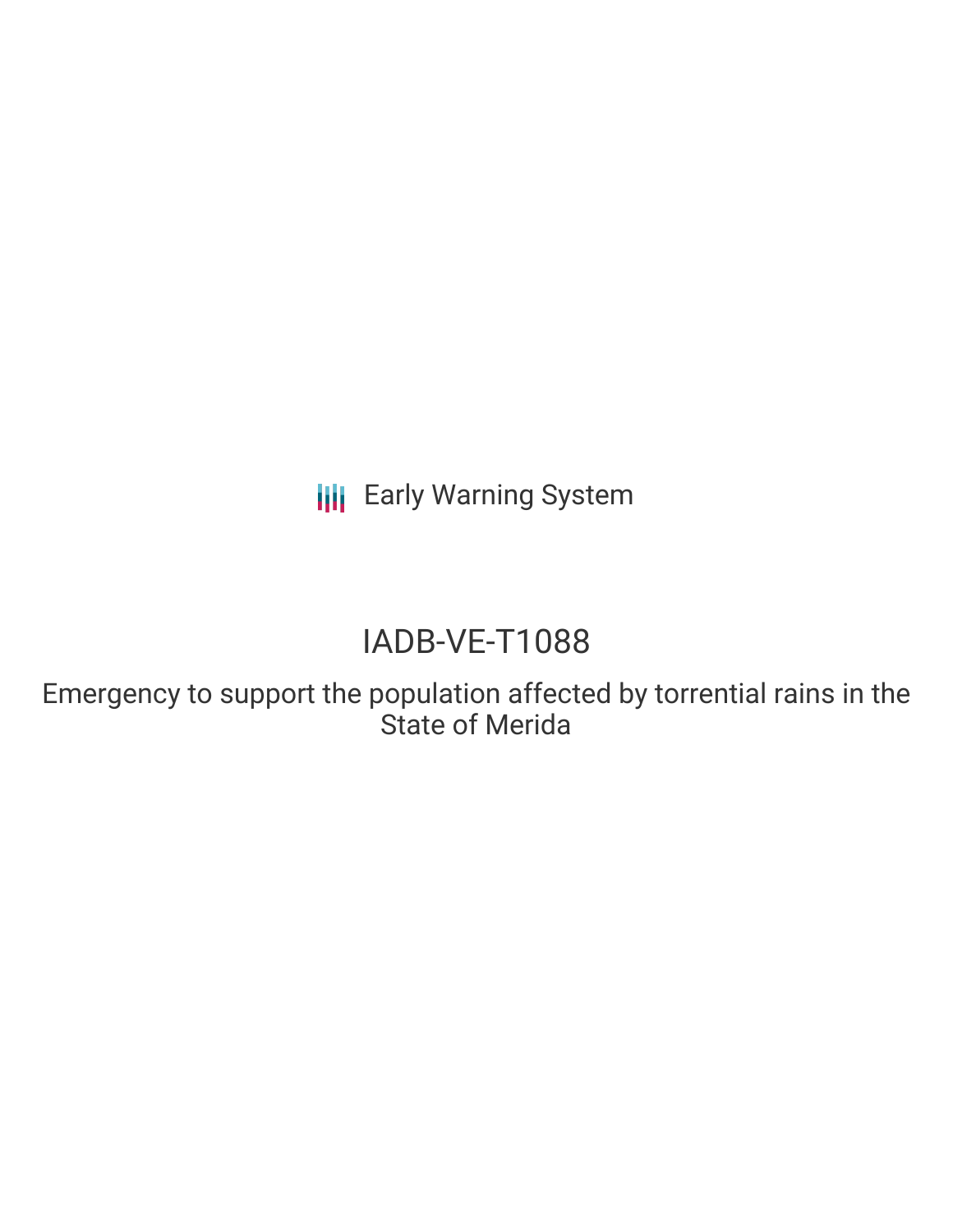Early Warning System

# IADB-VE-T1088

## Emergency to support the population affected by torrential rains in the State of Merida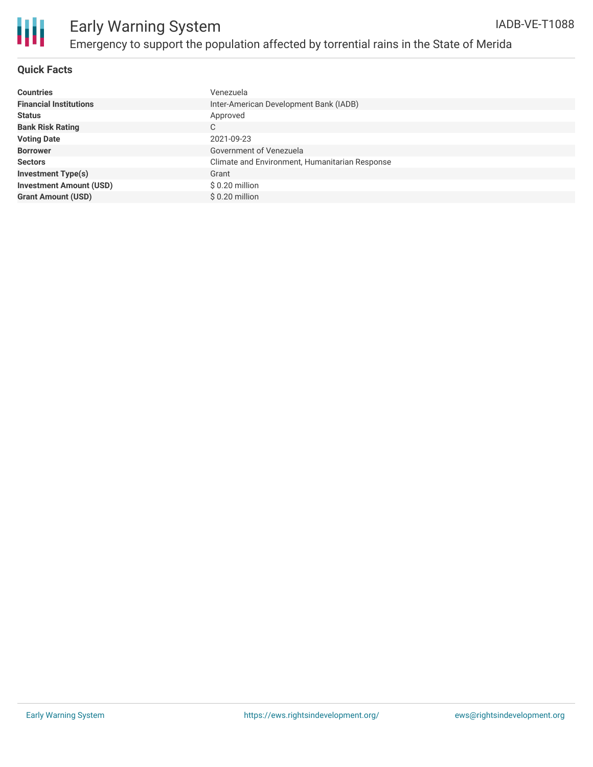# Early Warning System

## Emergency to support the population affected by torrential rains in the State of Merida

IADB-VE-T1088

### Quick Facts

| | |
|---|---|
| **Countries** | Venezuela |
| **Financial Institutions** | Inter-American Development Bank (IADB) |
| **Status** | Approved |
| **Bank Risk Rating** | C |
| **Voting Date** | 2021-09-23 |
| **Borrower** | Government of Venezuela |
| **Sectors** | Climate and Environment, Humanitarian Response |
| **Investment Type(s)** | Grant |
| **Investment Amount (USD)** | $ 0.20 million |
| **Grant Amount (USD)** | $ 0.20 million |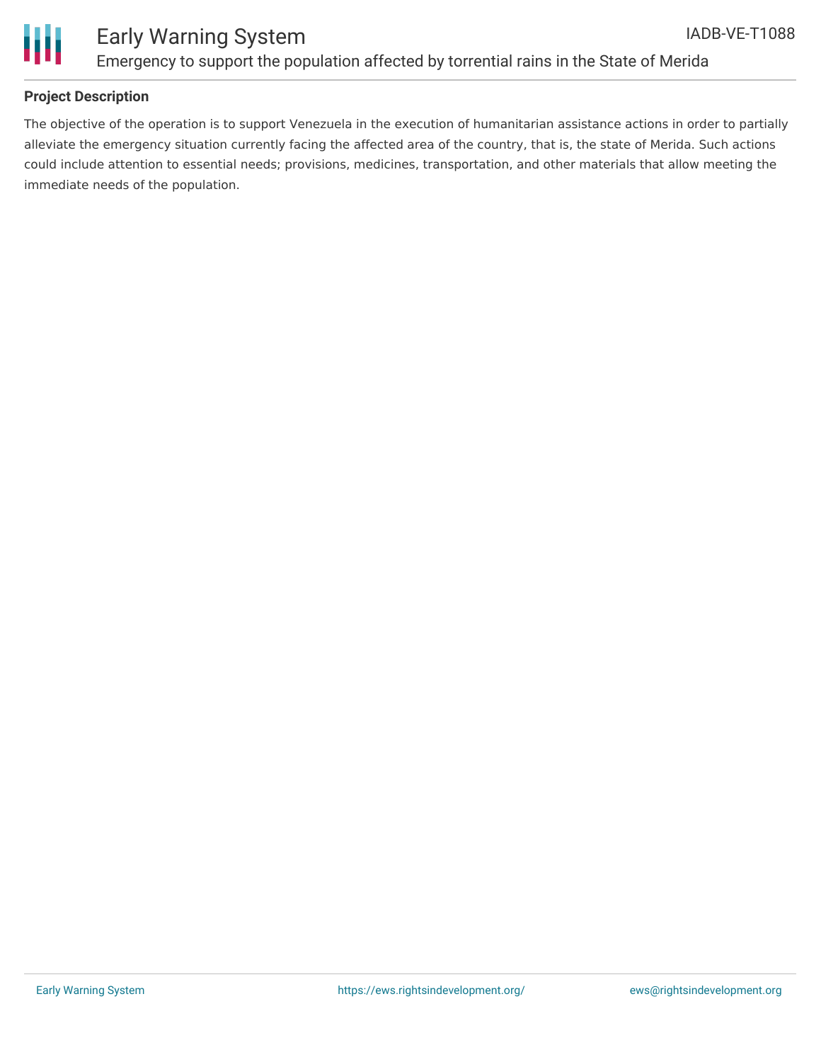## Project Description

The objective of the operation is to support Venezuela in the execution of humanitarian assistance actions in order to partially alleviate the emergency situation currently facing the affected area of the country, that is, the state of Merida. Such actions could include attention to essential needs; provisions, medicines, transportation, and other materials that allow meeting the immediate needs of the population.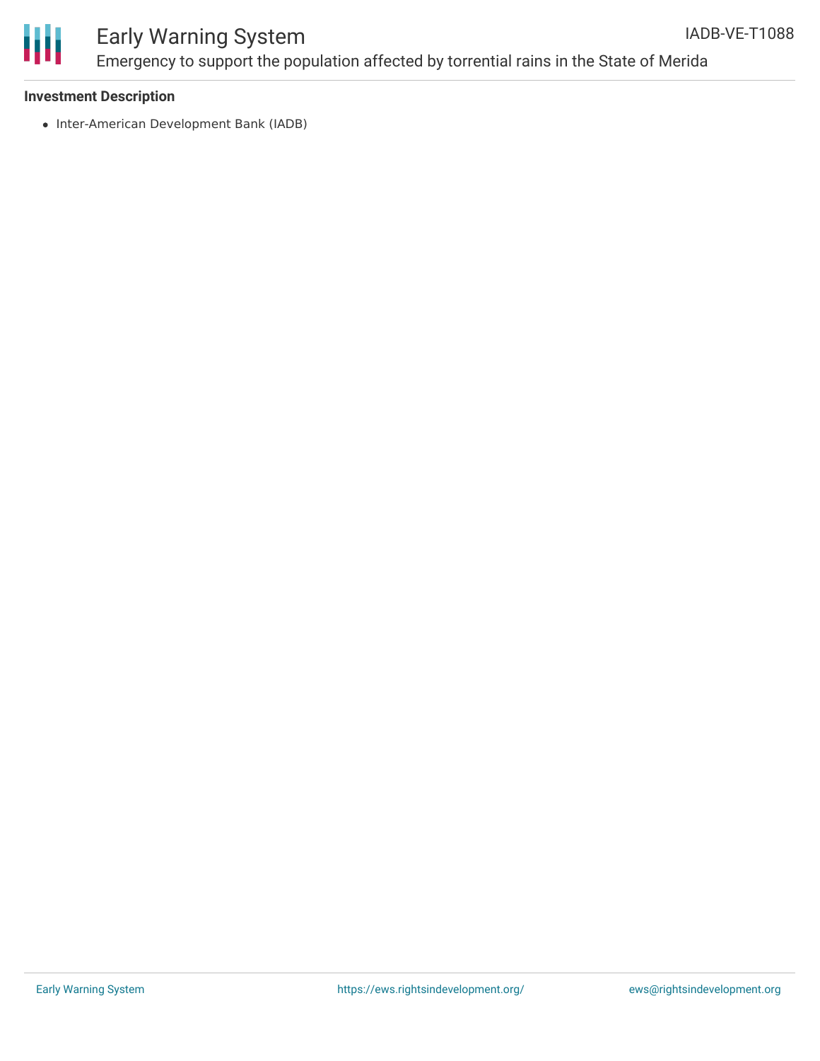**Investment Description**

- Inter-American Development Bank (IADB)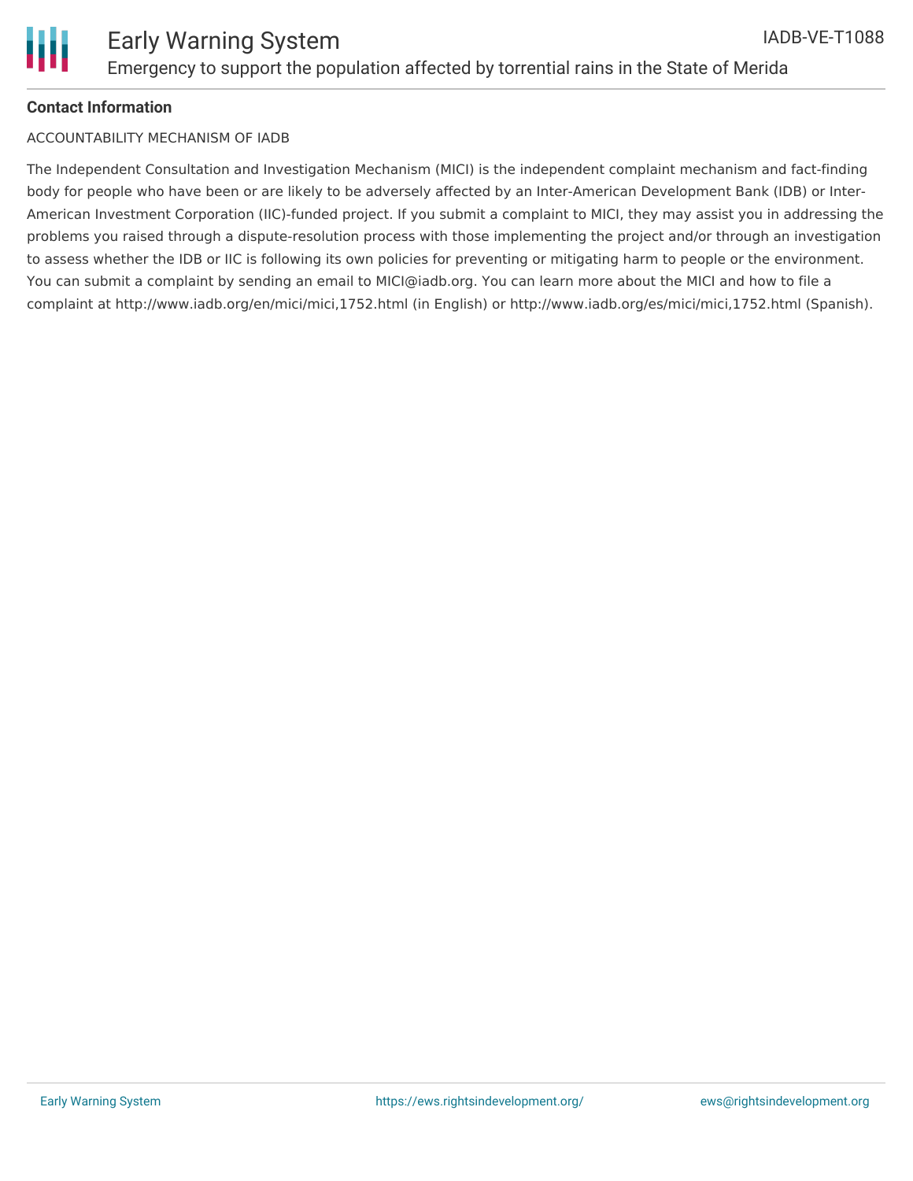**Contact Information**

ACCOUNTABILITY MECHANISM OF IADB

The Independent Consultation and Investigation Mechanism (MICI) is the independent complaint mechanism and fact-finding body for people who have been or are likely to be adversely affected by an Inter-American Development Bank (IDB) or Inter-American Investment Corporation (IIC)-funded project. If you submit a complaint to MICI, they may assist you in addressing the problems you raised through a dispute-resolution process with those implementing the project and/or through an investigation to assess whether the IDB or IIC is following its own policies for preventing or mitigating harm to people or the environment. You can submit a complaint by sending an email to MICI@iadb.org. You can learn more about the MICI and how to file a complaint at http://www.iadb.org/en/mici/mici,1752.html (in English) or http://www.iadb.org/es/mici/mici,1752.html (Spanish).